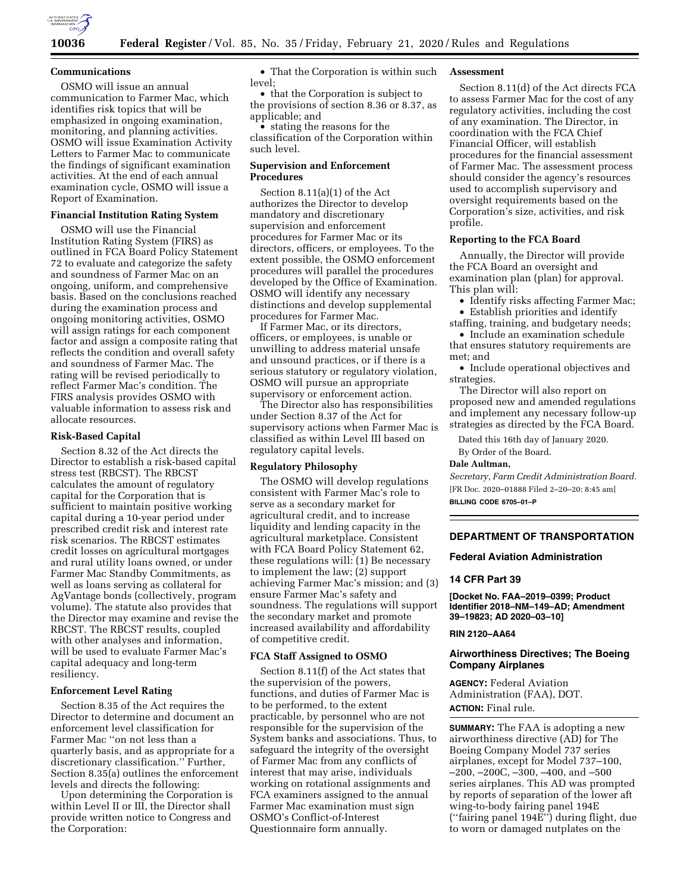### Communications

OSMO will issue an annual communication to Farmer Mac, which identifies risk topics that will be emphasized in ongoing examination, monitoring, and planning activities. OSMO will issue Examination Activity Letters to Farmer Mac to communicate the findings of significant examination activities. At the end of each annual examination cycle, OSMO will issue a Report of Examination.

### Financial Institution Rating System

OSMO will use the Financial Institution Rating System (FIRS) as outlined in FCA Board Policy Statement 72 to evaluate and categorize the safety and soundness of Farmer Mac on an ongoing, uniform, and comprehensive basis. Based on the conclusions reached during the examination process and ongoing monitoring activities, OSMO will assign ratings for each component factor and assign a composite rating that reflects the condition and overall safety and soundness of Farmer Mac. The rating will be revised periodically to reflect Farmer Mac's condition. The FIRS analysis provides OSMO with valuable information to assess risk and allocate resources.

### Risk-Based Capital

Section 8.32 of the Act directs the Director to establish a risk-based capital stress test (RBCST). The RBCST calculates the amount of regulatory capital for the Corporation that is sufficient to maintain positive working capital during a 10-year period under prescribed credit risk and interest rate risk scenarios. The RBCST estimates credit losses on agricultural mortgages and rural utility loans owned, or under Farmer Mac Standby Commitments, as well as loans serving as collateral for AgVantage bonds (collectively, program volume). The statute also provides that the Director may examine and revise the RBCST. The RBCST results, coupled with other analyses and information, will be used to evaluate Farmer Mac's capital adequacy and long-term resiliency.

### Enforcement Level Rating

Section 8.35 of the Act requires the Director to determine and document an enforcement level classification for Farmer Mac ''on not less than a quarterly basis, and as appropriate for a discretionary classification.'' Further, Section 8.35(a) outlines the enforcement levels and directs the following:

Upon determining the Corporation is within Level II or III, the Director shall provide written notice to Congress and the Corporation:

- That the Corporation is within such level;
- that the Corporation is subject to the provisions of section 8.36 or 8.37, as applicable; and
- stating the reasons for the classification of the Corporation within such level.

### Supervision and Enforcement Procedures

Section 8.11(a)(1) of the Act authorizes the Director to develop mandatory and discretionary supervision and enforcement procedures for Farmer Mac or its directors, officers, or employees. To the extent possible, the OSMO enforcement procedures will parallel the procedures developed by the Office of Examination. OSMO will identify any necessary distinctions and develop supplemental procedures for Farmer Mac.

If Farmer Mac, or its directors, officers, or employees, is unable or unwilling to address material unsafe and unsound practices, or if there is a serious statutory or regulatory violation, OSMO will pursue an appropriate supervisory or enforcement action.

The Director also has responsibilities under Section 8.37 of the Act for supervisory actions when Farmer Mac is classified as within Level III based on regulatory capital levels.

### Regulatory Philosophy

The OSMO will develop regulations consistent with Farmer Mac's role to serve as a secondary market for agricultural credit, and to increase liquidity and lending capacity in the agricultural marketplace. Consistent with FCA Board Policy Statement 62, these regulations will: (1) Be necessary to implement the law; (2) support achieving Farmer Mac's mission; and (3) ensure Farmer Mac's safety and soundness. The regulations will support the secondary market and promote increased availability and affordability of competitive credit.

### FCA Staff Assigned to OSMO

Section 8.11(f) of the Act states that the supervision of the powers, functions, and duties of Farmer Mac is to be performed, to the extent practicable, by personnel who are not responsible for the supervision of the System banks and associations. Thus, to safeguard the integrity of the oversight of Farmer Mac from any conflicts of interest that may arise, individuals working on rotational assignments and FCA examiners assigned to the annual Farmer Mac examination must sign OSMO's Conflict-of-Interest Questionnaire form annually.

### Assessment

Section 8.11(d) of the Act directs FCA to assess Farmer Mac for the cost of any regulatory activities, including the cost of any examination. The Director, in coordination with the FCA Chief Financial Officer, will establish procedures for the financial assessment of Farmer Mac. The assessment process should consider the agency's resources used to accomplish supervisory and oversight requirements based on the Corporation's size, activities, and risk profile.

### Reporting to the FCA Board

Annually, the Director will provide the FCA Board an oversight and examination plan (plan) for approval. This plan will:

- Identify risks affecting Farmer Mac;
- Establish priorities and identify staffing, training, and budgetary needs;
- Include an examination schedule that ensures statutory requirements are met; and
- Include operational objectives and strategies.

The Director will also report on proposed new and amended regulations and implement any necessary follow-up strategies as directed by the FCA Board.

Dated this 16th day of January 2020.

By Order of the Board.

**Dale Aultman,**

*Secretary, Farm Credit Administration Board.*

[FR Doc. 2020–01888 Filed 2–20–20; 8:45 am]

**BILLING CODE 6705–01–P**

---

## DEPARTMENT OF TRANSPORTATION

### Federal Aviation Administration

### 14 CFR Part 39

**[Docket No. FAA–2019–0399; Product Identifier 2018–NM–149–AD; Amendment 39–19823; AD 2020–03–10]**

**RIN 2120–AA64**

### Airworthiness Directives; The Boeing Company Airplanes

**AGENCY:** Federal Aviation Administration (FAA), DOT.

**ACTION:** Final rule.

**SUMMARY:** The FAA is adopting a new airworthiness directive (AD) for The Boeing Company Model 737 series airplanes, except for Model 737–100, –200, –200C, –300, –400, and –500 series airplanes. This AD was prompted by reports of separation of the lower aft wing-to-body fairing panel 194E (''fairing panel 194E'') during flight, due to worn or damaged nutplates on the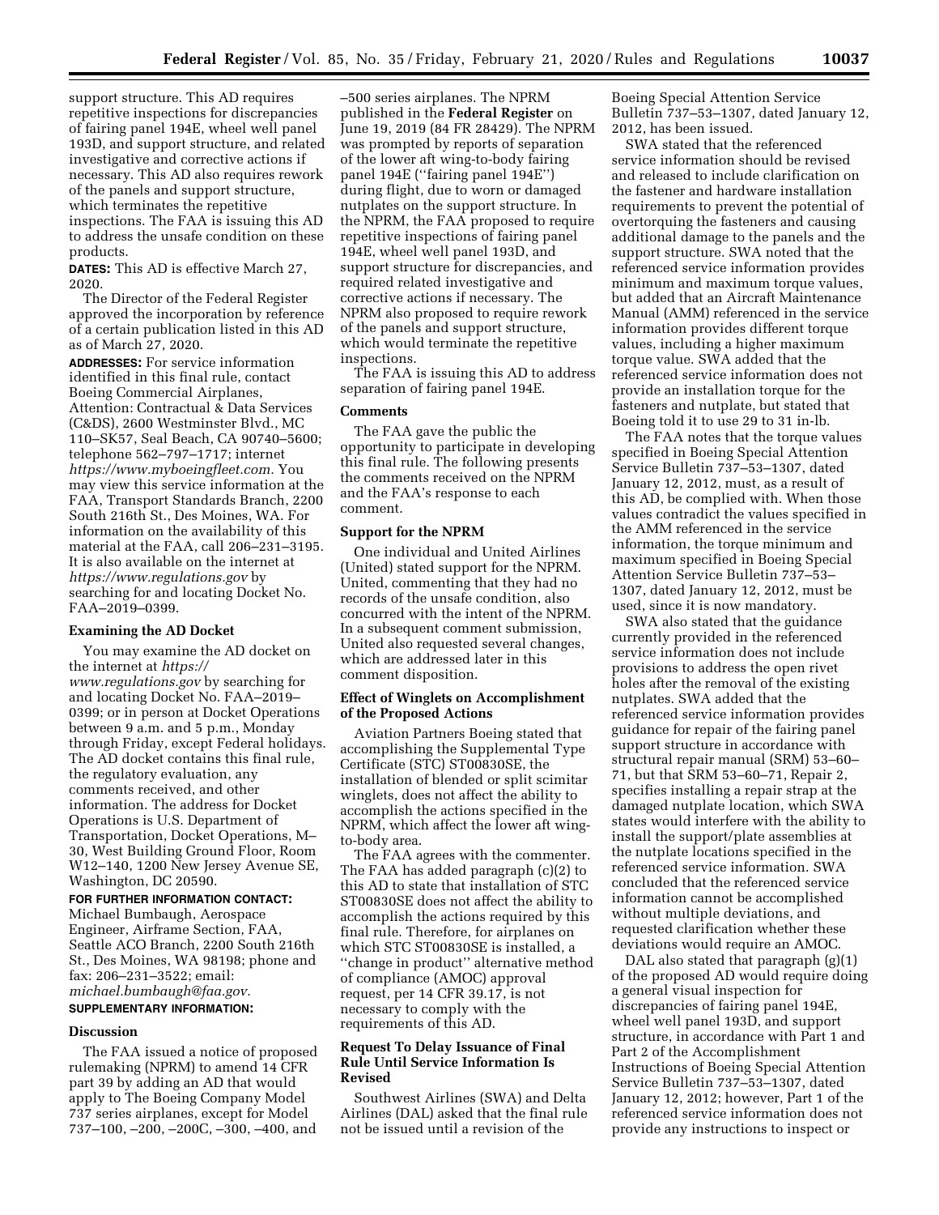support structure. This AD requires repetitive inspections for discrepancies of fairing panel 194E, wheel well panel 193D, and support structure, and related investigative and corrective actions if necessary. This AD also requires rework of the panels and support structure, which terminates the repetitive inspections. The FAA is issuing this AD to address the unsafe condition on these products.

**DATES:** This AD is effective March 27, 2020.

The Director of the Federal Register approved the incorporation by reference of a certain publication listed in this AD as of March 27, 2020.

**ADDRESSES:** For service information identified in this final rule, contact Boeing Commercial Airplanes, Attention: Contractual & Data Services (C&DS), 2600 Westminster Blvd., MC 110–SK57, Seal Beach, CA 90740–5600; telephone 562–797–1717; internet *https://www.myboeingfleet.com.* You may view this service information at the FAA, Transport Standards Branch, 2200 South 216th St., Des Moines, WA. For information on the availability of this material at the FAA, call 206–231–3195. It is also available on the internet at *https://www.regulations.gov* by searching for and locating Docket No. FAA–2019–0399.

### Examining the AD Docket

You may examine the AD docket on the internet at *https://www.regulations.gov* by searching for and locating Docket No. FAA–2019–0399; or in person at Docket Operations between 9 a.m. and 5 p.m., Monday through Friday, except Federal holidays. The AD docket contains this final rule, the regulatory evaluation, any comments received, and other information. The address for Docket Operations is U.S. Department of Transportation, Docket Operations, M–30, West Building Ground Floor, Room W12–140, 1200 New Jersey Avenue SE, Washington, DC 20590.

**FOR FURTHER INFORMATION CONTACT:** Michael Bumbaugh, Aerospace Engineer, Airframe Section, FAA, Seattle ACO Branch, 2200 South 216th St., Des Moines, WA 98198; phone and fax: 206–231–3522; email: *michael.bumbaugh@faa.gov.*

**SUPPLEMENTARY INFORMATION:**

### Discussion

The FAA issued a notice of proposed rulemaking (NPRM) to amend 14 CFR part 39 by adding an AD that would apply to The Boeing Company Model 737 series airplanes, except for Model 737–100, –200, –200C, –300, –400, and –500 series airplanes. The NPRM published in the **Federal Register** on June 19, 2019 (84 FR 28429). The NPRM was prompted by reports of separation of the lower aft wing-to-body fairing panel 194E (''fairing panel 194E'') during flight, due to worn or damaged nutplates on the support structure. In the NPRM, the FAA proposed to require repetitive inspections of fairing panel 194E, wheel well panel 193D, and support structure for discrepancies, and required related investigative and corrective actions if necessary. The NPRM also proposed to require rework of the panels and support structure, which would terminate the repetitive inspections.

The FAA is issuing this AD to address separation of fairing panel 194E.

### Comments

The FAA gave the public the opportunity to participate in developing this final rule. The following presents the comments received on the NPRM and the FAA's response to each comment.

### Support for the NPRM

One individual and United Airlines (United) stated support for the NPRM. United, commenting that they had no records of the unsafe condition, also concurred with the intent of the NPRM. In a subsequent comment submission, United also requested several changes, which are addressed later in this comment disposition.

### Effect of Winglets on Accomplishment of the Proposed Actions

Aviation Partners Boeing stated that accomplishing the Supplemental Type Certificate (STC) ST00830SE, the installation of blended or split scimitar winglets, does not affect the ability to accomplish the actions specified in the NPRM, which affect the lower aft wing-to-body area.

The FAA agrees with the commenter. The FAA has added paragraph (c)(2) to this AD to state that installation of STC ST00830SE does not affect the ability to accomplish the actions required by this final rule. Therefore, for airplanes on which STC ST00830SE is installed, a ''change in product'' alternative method of compliance (AMOC) approval request, per 14 CFR 39.17, is not necessary to comply with the requirements of this AD.

### Request To Delay Issuance of Final Rule Until Service Information Is Revised

Southwest Airlines (SWA) and Delta Airlines (DAL) asked that the final rule not be issued until a revision of the Boeing Special Attention Service Bulletin 737–53–1307, dated January 12, 2012, has been issued.

SWA stated that the referenced service information should be revised and released to include clarification on the fastener and hardware installation requirements to prevent the potential of overtorquing the fasteners and causing additional damage to the panels and the support structure. SWA noted that the referenced service information provides minimum and maximum torque values, but added that an Aircraft Maintenance Manual (AMM) referenced in the service information provides different torque values, including a higher maximum torque value. SWA added that the referenced service information does not provide an installation torque for the fasteners and nutplate, but stated that Boeing told it to use 29 to 31 in-lb.

The FAA notes that the torque values specified in Boeing Special Attention Service Bulletin 737–53–1307, dated January 12, 2012, must, as a result of this AD, be complied with. When those values contradict the values specified in the AMM referenced in the service information, the torque minimum and maximum specified in Boeing Special Attention Service Bulletin 737–53–1307, dated January 12, 2012, must be used, since it is now mandatory.

SWA also stated that the guidance currently provided in the referenced service information does not include provisions to address the open rivet holes after the removal of the existing nutplates. SWA added that the referenced service information provides guidance for repair of the fairing panel support structure in accordance with structural repair manual (SRM) 53–60–71, but that SRM 53–60–71, Repair 2, specifies installing a repair strap at the damaged nutplate location, which SWA states would interfere with the ability to install the support/plate assemblies at the nutplate locations specified in the referenced service information. SWA concluded that the referenced service information cannot be accomplished without multiple deviations, and requested clarification whether these deviations would require an AMOC.

DAL also stated that paragraph (g)(1) of the proposed AD would require doing a general visual inspection for discrepancies of fairing panel 194E, wheel well panel 193D, and support structure, in accordance with Part 1 and Part 2 of the Accomplishment Instructions of Boeing Special Attention Service Bulletin 737–53–1307, dated January 12, 2012; however, Part 1 of the referenced service information does not provide any instructions to inspect or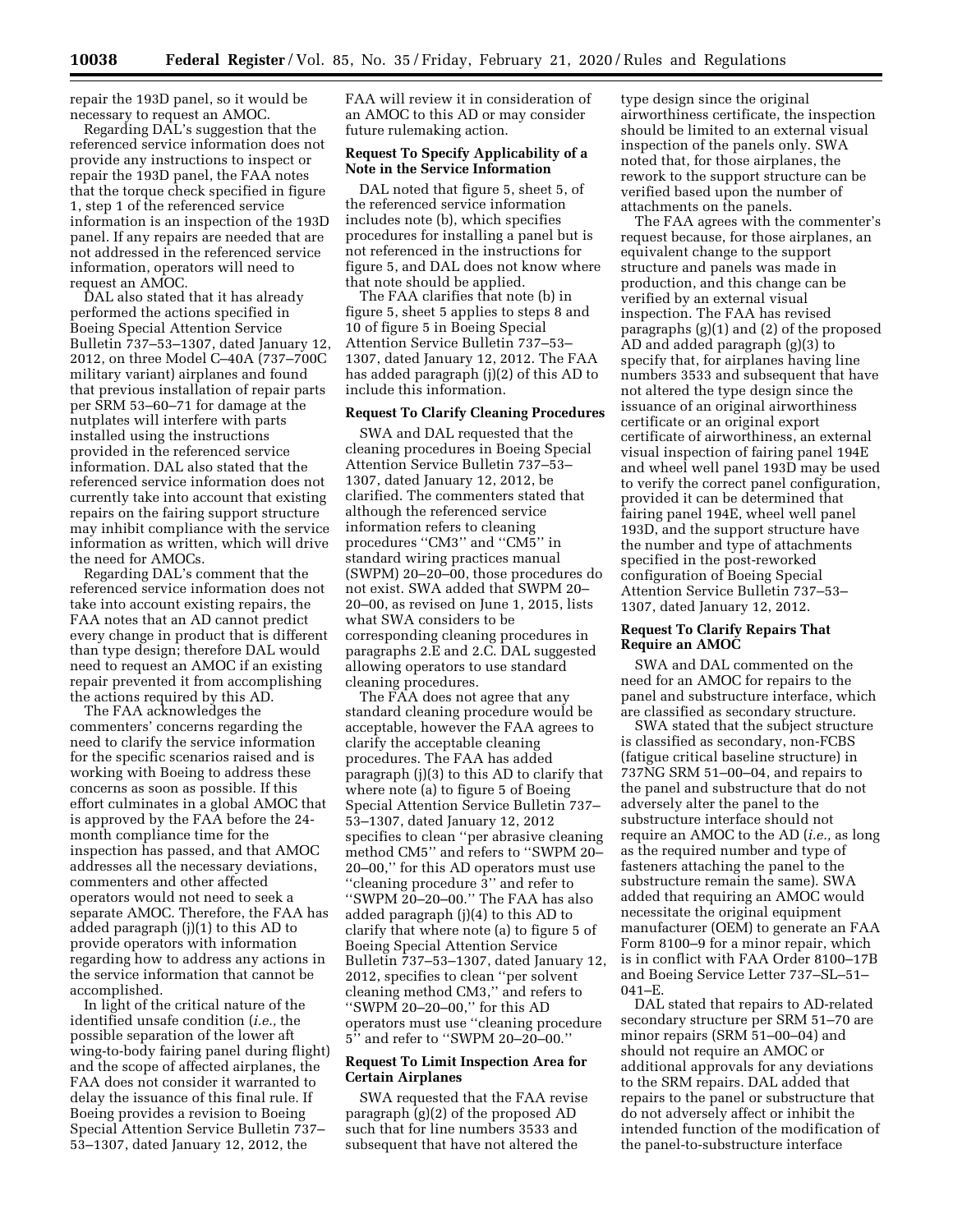repair the 193D panel, so it would be necessary to request an AMOC.

Regarding DAL's suggestion that the referenced service information does not provide any instructions to inspect or repair the 193D panel, the FAA notes that the torque check specified in figure 1, step 1 of the referenced service information is an inspection of the 193D panel. If any repairs are needed that are not addressed in the referenced service information, operators will need to request an AMOC.

DAL also stated that it has already performed the actions specified in Boeing Special Attention Service Bulletin 737–53–1307, dated January 12, 2012, on three Model C–40A (737–700C military variant) airplanes and found that previous installation of repair parts per SRM 53–60–71 for damage at the nutplates will interfere with parts installed using the instructions provided in the referenced service information. DAL also stated that the referenced service information does not currently take into account that existing repairs on the fairing support structure may inhibit compliance with the service information as written, which will drive the need for AMOCs.

Regarding DAL's comment that the referenced service information does not take into account existing repairs, the FAA notes that an AD cannot predict every change in product that is different than type design; therefore DAL would need to request an AMOC if an existing repair prevented it from accomplishing the actions required by this AD.

The FAA acknowledges the commenters' concerns regarding the need to clarify the service information for the specific scenarios raised and is working with Boeing to address these concerns as soon as possible. If this effort culminates in a global AMOC that is approved by the FAA before the 24-month compliance time for the inspection has passed, and that AMOC addresses all the necessary deviations, commenters and other affected operators would not need to seek a separate AMOC. Therefore, the FAA has added paragraph (j)(1) to this AD to provide operators with information regarding how to address any actions in the service information that cannot be accomplished.

In light of the critical nature of the identified unsafe condition (*i.e.,* the possible separation of the lower aft wing-to-body fairing panel during flight) and the scope of affected airplanes, the FAA does not consider it warranted to delay the issuance of this final rule. If Boeing provides a revision to Boeing Special Attention Service Bulletin 737–53–1307, dated January 12, 2012, the FAA will review it in consideration of an AMOC to this AD or may consider future rulemaking action.

**Request To Specify Applicability of a Note in the Service Information**

DAL noted that figure 5, sheet 5, of the referenced service information includes note (b), which specifies procedures for installing a panel but is not referenced in the instructions for figure 5, and DAL does not know where that note should be applied.

The FAA clarifies that note (b) in figure 5, sheet 5 applies to steps 8 and 10 of figure 5 in Boeing Special Attention Service Bulletin 737–53–1307, dated January 12, 2012. The FAA has added paragraph (j)(2) of this AD to include this information.

**Request To Clarify Cleaning Procedures**

SWA and DAL requested that the cleaning procedures in Boeing Special Attention Service Bulletin 737–53–1307, dated January 12, 2012, be clarified. The commenters stated that although the referenced service information refers to cleaning procedures "CM3" and "CM5" in standard wiring practices manual (SWPM) 20–20–00, those procedures do not exist. SWA added that SWPM 20–20–00, as revised on June 1, 2015, lists what SWA considers to be corresponding cleaning procedures in paragraphs 2.E and 2.C. DAL suggested allowing operators to use standard cleaning procedures.

The FAA does not agree that any standard cleaning procedure would be acceptable, however the FAA agrees to clarify the acceptable cleaning procedures. The FAA has added paragraph (j)(3) to this AD to clarify that where note (a) to figure 5 of Boeing Special Attention Service Bulletin 737–53–1307, dated January 12, 2012 specifies to clean "per abrasive cleaning method CM5" and refers to "SWPM 20–20–00," for this AD operators must use "cleaning procedure 3" and refer to "SWPM 20–20–00." The FAA has also added paragraph (j)(4) to this AD to clarify that where note (a) to figure 5 of Boeing Special Attention Service Bulletin 737–53–1307, dated January 12, 2012, specifies to clean "per solvent cleaning method CM3," and refers to "SWPM 20–20–00," for this AD operators must use "cleaning procedure 5" and refer to "SWPM 20–20–00."

**Request To Limit Inspection Area for Certain Airplanes**

SWA requested that the FAA revise paragraph (g)(2) of the proposed AD such that for line numbers 3533 and subsequent that have not altered the type design since the original airworthiness certificate, the inspection should be limited to an external visual inspection of the panels only. SWA noted that, for those airplanes, the rework to the support structure can be verified based upon the number of attachments on the panels.

The FAA agrees with the commenter's request because, for those airplanes, an equivalent change to the support structure and panels was made in production, and this change can be verified by an external visual inspection. The FAA has revised paragraphs (g)(1) and (2) of the proposed AD and added paragraph (g)(3) to specify that, for airplanes having line numbers 3533 and subsequent that have not altered the type design since the issuance of an original airworthiness certificate or an original export certificate of airworthiness, an external visual inspection of fairing panel 194E and wheel well panel 193D may be used to verify the correct panel configuration, provided it can be determined that fairing panel 194E, wheel well panel 193D, and the support structure have the number and type of attachments specified in the post-reworked configuration of Boeing Special Attention Service Bulletin 737–53–1307, dated January 12, 2012.

**Request To Clarify Repairs That Require an AMOC**

SWA and DAL commented on the need for an AMOC for repairs to the panel and substructure interface, which are classified as secondary structure.

SWA stated that the subject structure is classified as secondary, non-FCBS (fatigue critical baseline structure) in 737NG SRM 51–00–04, and repairs to the panel and substructure that do not adversely alter the panel to the substructure interface should not require an AMOC to the AD (*i.e.,* as long as the required number and type of fasteners attaching the panel to the substructure remain the same). SWA added that requiring an AMOC would necessitate the original equipment manufacturer (OEM) to generate an FAA Form 8100–9 for a minor repair, which is in conflict with FAA Order 8100–17B and Boeing Service Letter 737–SL–51–041–E.

DAL stated that repairs to AD-related secondary structure per SRM 51–70 are minor repairs (SRM 51–00–04) and should not require an AMOC or additional approvals for any deviations to the SRM repairs. DAL added that repairs to the panel or substructure that do not adversely affect or inhibit the intended function of the modification of the panel-to-substructure interface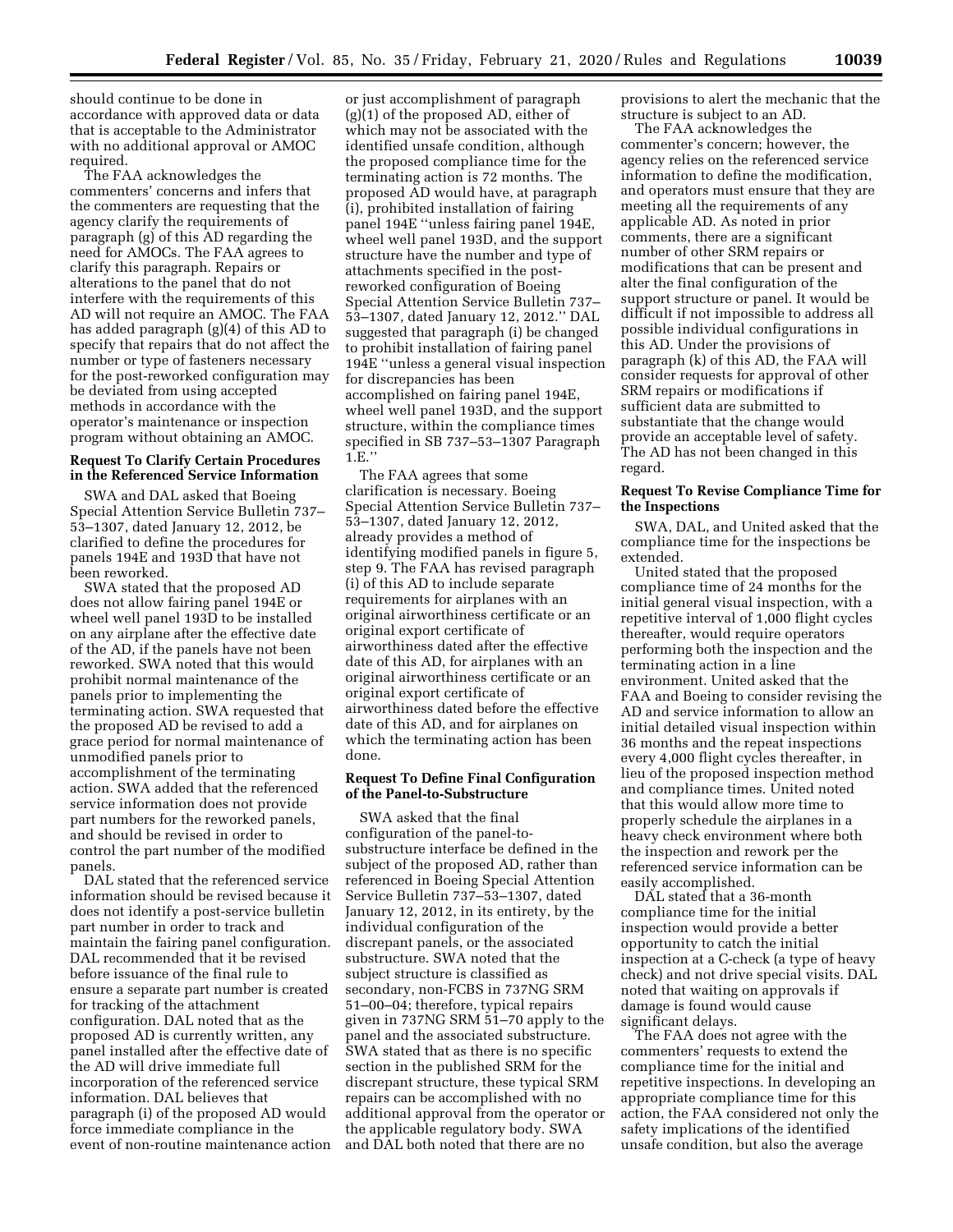should continue to be done in accordance with approved data or data that is acceptable to the Administrator with no additional approval or AMOC required.

The FAA acknowledges the commenters' concerns and infers that the commenters are requesting that the agency clarify the requirements of paragraph (g) of this AD regarding the need for AMOCs. The FAA agrees to clarify this paragraph. Repairs or alterations to the panel that do not interfere with the requirements of this AD will not require an AMOC. The FAA has added paragraph (g)(4) of this AD to specify that repairs that do not affect the number or type of fasteners necessary for the post-reworked configuration may be deviated from using accepted methods in accordance with the operator's maintenance or inspection program without obtaining an AMOC.

**Request To Clarify Certain Procedures in the Referenced Service Information**

SWA and DAL asked that Boeing Special Attention Service Bulletin 737–53–1307, dated January 12, 2012, be clarified to define the procedures for panels 194E and 193D that have not been reworked.

SWA stated that the proposed AD does not allow fairing panel 194E or wheel well panel 193D to be installed on any airplane after the effective date of the AD, if the panels have not been reworked. SWA noted that this would prohibit normal maintenance of the panels prior to implementing the terminating action. SWA requested that the proposed AD be revised to add a grace period for normal maintenance of unmodified panels prior to accomplishment of the terminating action. SWA added that the referenced service information does not provide part numbers for the reworked panels, and should be revised in order to control the part number of the modified panels.

DAL stated that the referenced service information should be revised because it does not identify a post-service bulletin part number in order to track and maintain the fairing panel configuration. DAL recommended that it be revised before issuance of the final rule to ensure a separate part number is created for tracking of the attachment configuration. DAL noted that as the proposed AD is currently written, any panel installed after the effective date of the AD will drive immediate full incorporation of the referenced service information. DAL believes that paragraph (i) of the proposed AD would force immediate compliance in the event of non-routine maintenance action or just accomplishment of paragraph (g)(1) of the proposed AD, either of which may not be associated with the identified unsafe condition, although the proposed compliance time for the terminating action is 72 months. The proposed AD would have, at paragraph (i), prohibited installation of fairing panel 194E "unless fairing panel 194E, wheel well panel 193D, and the support structure have the number and type of attachments specified in the post-reworked configuration of Boeing Special Attention Service Bulletin 737–53–1307, dated January 12, 2012." DAL suggested that paragraph (i) be changed to prohibit installation of fairing panel 194E "unless a general visual inspection for discrepancies has been accomplished on fairing panel 194E, wheel well panel 193D, and the support structure, within the compliance times specified in SB 737–53–1307 Paragraph 1.E."

The FAA agrees that some clarification is necessary. Boeing Special Attention Service Bulletin 737–53–1307, dated January 12, 2012, already provides a method of identifying modified panels in figure 5, step 9. The FAA has revised paragraph (i) of this AD to include separate requirements for airplanes with an original airworthiness certificate or an original export certificate of airworthiness dated after the effective date of this AD, for airplanes with an original airworthiness certificate or an original export certificate of airworthiness dated before the effective date of this AD, and for airplanes on which the terminating action has been done.

**Request To Define Final Configuration of the Panel-to-Substructure**

SWA asked that the final configuration of the panel-to-substructure interface be defined in the subject of the proposed AD, rather than referenced in Boeing Special Attention Service Bulletin 737–53–1307, dated January 12, 2012, in its entirety, by the individual configuration of the discrepant panels, or the associated substructure. SWA noted that the subject structure is classified as secondary, non-FCBS in 737NG SRM 51–00–04; therefore, typical repairs given in 737NG SRM 51–70 apply to the panel and the associated substructure. SWA stated that as there is no specific section in the published SRM for the discrepant structure, these typical SRM repairs can be accomplished with no additional approval from the operator or the applicable regulatory body. SWA and DAL both noted that there are no provisions to alert the mechanic that the structure is subject to an AD.

The FAA acknowledges the commenter's concern; however, the agency relies on the referenced service information to define the modification, and operators must ensure that they are meeting all the requirements of any applicable AD. As noted in prior comments, there are a significant number of other SRM repairs or modifications that can be present and alter the final configuration of the support structure or panel. It would be difficult if not impossible to address all possible individual configurations in this AD. Under the provisions of paragraph (k) of this AD, the FAA will consider requests for approval of other SRM repairs or modifications if sufficient data are submitted to substantiate that the change would provide an acceptable level of safety. The AD has not been changed in this regard.

**Request To Revise Compliance Time for the Inspections**

SWA, DAL, and United asked that the compliance time for the inspections be extended.

United stated that the proposed compliance time of 24 months for the initial general visual inspection, with a repetitive interval of 1,000 flight cycles thereafter, would require operators performing both the inspection and the terminating action in a line environment. United asked that the FAA and Boeing to consider revising the AD and service information to allow an initial detailed visual inspection within 36 months and the repeat inspections every 4,000 flight cycles thereafter, in lieu of the proposed inspection method and compliance times. United noted that this would allow more time to properly schedule the airplanes in a heavy check environment where both the inspection and rework per the referenced service information can be easily accomplished.

DAL stated that a 36-month compliance time for the initial inspection would provide a better opportunity to catch the initial inspection at a C-check (a type of heavy check) and not drive special visits. DAL noted that waiting on approvals if damage is found would cause significant delays.

The FAA does not agree with the commenters' requests to extend the compliance time for the initial and repetitive inspections. In developing an appropriate compliance time for this action, the FAA considered not only the safety implications of the identified unsafe condition, but also the average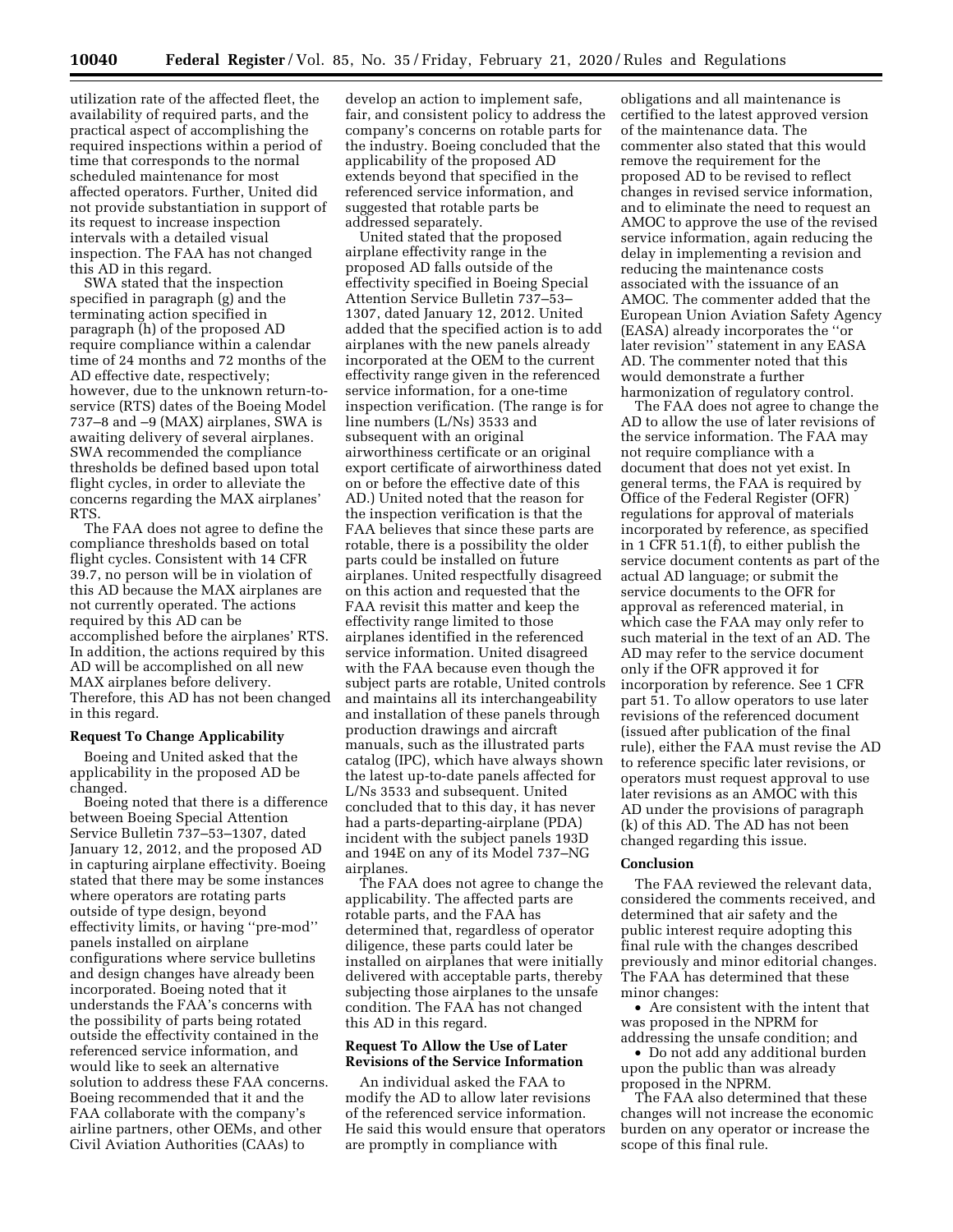utilization rate of the affected fleet, the availability of required parts, and the practical aspect of accomplishing the required inspections within a period of time that corresponds to the normal scheduled maintenance for most affected operators. Further, United did not provide substantiation in support of its request to increase inspection intervals with a detailed visual inspection. The FAA has not changed this AD in this regard.

SWA stated that the inspection specified in paragraph (g) and the terminating action specified in paragraph (h) of the proposed AD require compliance within a calendar time of 24 months and 72 months of the AD effective date, respectively; however, due to the unknown return-to-service (RTS) dates of the Boeing Model 737–8 and –9 (MAX) airplanes, SWA is awaiting delivery of several airplanes. SWA recommended the compliance thresholds be defined based upon total flight cycles, in order to alleviate the concerns regarding the MAX airplanes' RTS.

The FAA does not agree to define the compliance thresholds based on total flight cycles. Consistent with 14 CFR 39.7, no person will be in violation of this AD because the MAX airplanes are not currently operated. The actions required by this AD can be accomplished before the airplanes' RTS. In addition, the actions required by this AD will be accomplished on all new MAX airplanes before delivery. Therefore, this AD has not been changed in this regard.

**Request To Change Applicability**

Boeing and United asked that the applicability in the proposed AD be changed.

Boeing noted that there is a difference between Boeing Special Attention Service Bulletin 737–53–1307, dated January 12, 2012, and the proposed AD in capturing airplane effectivity. Boeing stated that there may be some instances where operators are rotating parts outside of type design, beyond effectivity limits, or having ''pre-mod'' panels installed on airplane configurations where service bulletins and design changes have already been incorporated. Boeing noted that it understands the FAA's concerns with the possibility of parts being rotated outside the effectivity contained in the referenced service information, and would like to seek an alternative solution to address these FAA concerns. Boeing recommended that it and the FAA collaborate with the company's airline partners, other OEMs, and other Civil Aviation Authorities (CAAs) to develop an action to implement safe, fair, and consistent policy to address the company's concerns on rotable parts for the industry. Boeing concluded that the applicability of the proposed AD extends beyond that specified in the referenced service information, and suggested that rotable parts be addressed separately.

United stated that the proposed airplane effectivity range in the proposed AD falls outside of the effectivity specified in Boeing Special Attention Service Bulletin 737–53–1307, dated January 12, 2012. United added that the specified action is to add airplanes with the new panels already incorporated at the OEM to the current effectivity range given in the referenced service information, for a one-time inspection verification. (The range is for line numbers (L/Ns) 3533 and subsequent with an original airworthiness certificate or an original export certificate of airworthiness dated on or before the effective date of this AD.) United noted that the reason for the inspection verification is that the FAA believes that since these parts are rotable, there is a possibility the older parts could be installed on future airplanes. United respectfully disagreed on this action and requested that the FAA revisit this matter and keep the effectivity range limited to those airplanes identified in the referenced service information. United disagreed with the FAA because even though the subject parts are rotable, United controls and maintains all its interchangeability and installation of these panels through production drawings and aircraft manuals, such as the illustrated parts catalog (IPC), which have always shown the latest up-to-date panels affected for L/Ns 3533 and subsequent. United concluded that to this day, it has never had a parts-departing-airplane (PDA) incident with the subject panels 193D and 194E on any of its Model 737–NG airplanes.

The FAA does not agree to change the applicability. The affected parts are rotable parts, and the FAA has determined that, regardless of operator diligence, these parts could later be installed on airplanes that were initially delivered with acceptable parts, thereby subjecting those airplanes to the unsafe condition. The FAA has not changed this AD in this regard.

**Request To Allow the Use of Later Revisions of the Service Information**

An individual asked the FAA to modify the AD to allow later revisions of the referenced service information. He said this would ensure that operators are promptly in compliance with obligations and all maintenance is certified to the latest approved version of the maintenance data. The commenter also stated that this would remove the requirement for the proposed AD to be revised to reflect changes in revised service information, and to eliminate the need to request an AMOC to approve the use of the revised service information, again reducing the delay in implementing a revision and reducing the maintenance costs associated with the issuance of an AMOC. The commenter added that the European Union Aviation Safety Agency (EASA) already incorporates the ''or later revision'' statement in any EASA AD. The commenter noted that this would demonstrate a further harmonization of regulatory control.

The FAA does not agree to change the AD to allow the use of later revisions of the service information. The FAA may not require compliance with a document that does not yet exist. In general terms, the FAA is required by Office of the Federal Register (OFR) regulations for approval of materials incorporated by reference, as specified in 1 CFR 51.1(f), to either publish the service document contents as part of the actual AD language; or submit the service documents to the OFR for approval as referenced material, in which case the FAA may only refer to such material in the text of an AD. The AD may refer to the service document only if the OFR approved it for incorporation by reference. See 1 CFR part 51. To allow operators to use later revisions of the referenced document (issued after publication of the final rule), either the FAA must revise the AD to reference specific later revisions, or operators must request approval to use later revisions as an AMOC with this AD under the provisions of paragraph (k) of this AD. The AD has not been changed regarding this issue.

**Conclusion**

The FAA reviewed the relevant data, considered the comments received, and determined that air safety and the public interest require adopting this final rule with the changes described previously and minor editorial changes. The FAA has determined that these minor changes:

- Are consistent with the intent that was proposed in the NPRM for addressing the unsafe condition; and
- Do not add any additional burden upon the public than was already proposed in the NPRM.

The FAA also determined that these changes will not increase the economic burden on any operator or increase the scope of this final rule.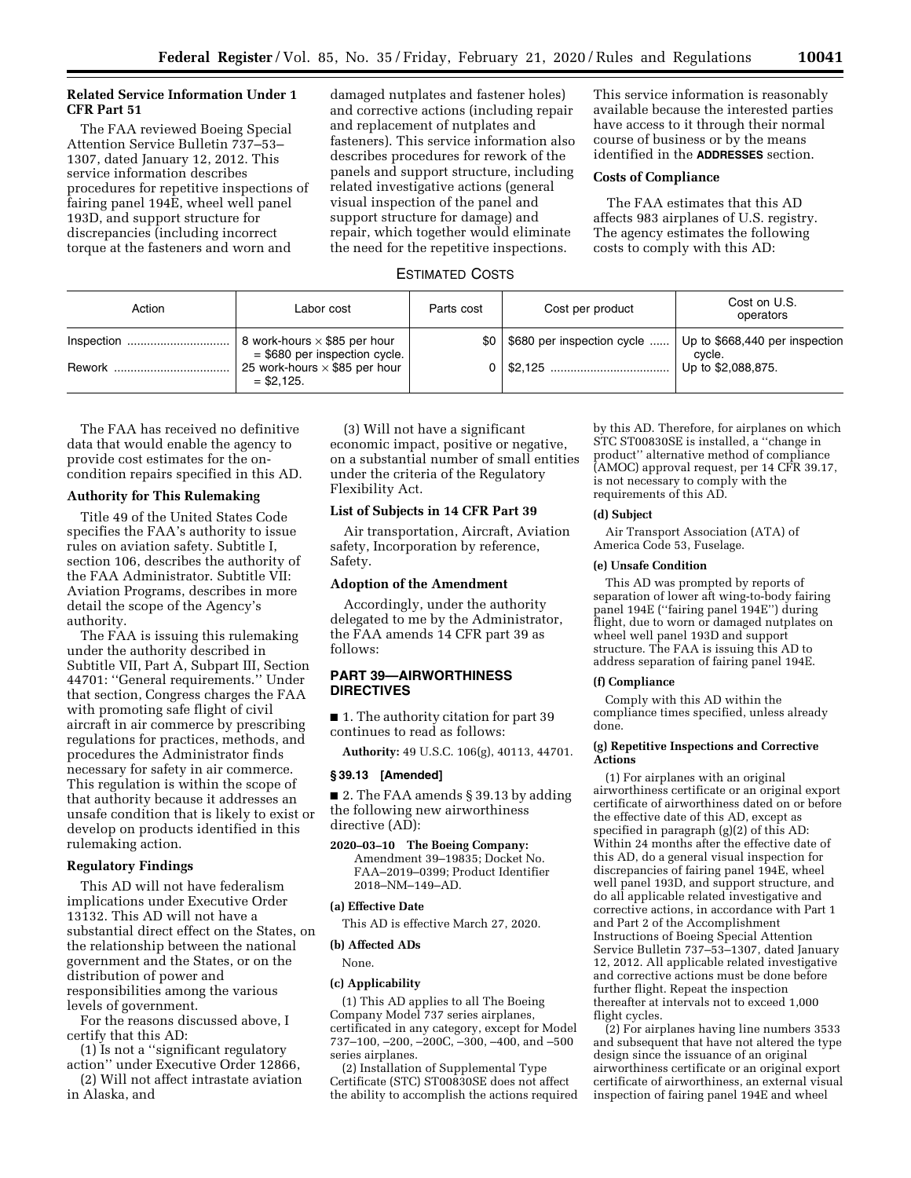**Related Service Information Under 1 CFR Part 51**

The FAA reviewed Boeing Special Attention Service Bulletin 737–53–1307, dated January 12, 2012. This service information describes procedures for repetitive inspections of fairing panel 194E, wheel well panel 193D, and support structure for discrepancies (including incorrect torque at the fasteners and worn and damaged nutplates and fastener holes) and corrective actions (including repair and replacement of nutplates and fasteners). This service information also describes procedures for rework of the panels and support structure, including related investigative actions (general visual inspection of the panel and support structure for damage) and repair, which together would eliminate the need for the repetitive inspections.

This service information is reasonably available because the interested parties have access to it through their normal course of business or by the means identified in the **ADDRESSES** section.

**Costs of Compliance**

The FAA estimates that this AD affects 983 airplanes of U.S. registry. The agency estimates the following costs to comply with this AD:

ESTIMATED COSTS

| Action | Labor cost | Parts cost | Cost per product | Cost on U.S. operators |
| --- | --- | --- | --- | --- |
| Inspection | 8 work-hours × $85 per hour = $680 per inspection cycle. | $0 | $680 per inspection cycle | Up to $668,440 per inspection cycle. |
| Rework | 25 work-hours × $85 per hour = $2,125. | 0 | $2,125 | Up to $2,088,875. |

The FAA has received no definitive data that would enable the agency to provide cost estimates for the on-condition repairs specified in this AD.

**Authority for This Rulemaking**

Title 49 of the United States Code specifies the FAA's authority to issue rules on aviation safety. Subtitle I, section 106, describes the authority of the FAA Administrator. Subtitle VII: Aviation Programs, describes in more detail the scope of the Agency's authority.

The FAA is issuing this rulemaking under the authority described in Subtitle VII, Part A, Subpart III, Section 44701: "General requirements." Under that section, Congress charges the FAA with promoting safe flight of civil aircraft in air commerce by prescribing regulations for practices, methods, and procedures the Administrator finds necessary for safety in air commerce. This regulation is within the scope of that authority because it addresses an unsafe condition that is likely to exist or develop on products identified in this rulemaking action.

**Regulatory Findings**

This AD will not have federalism implications under Executive Order 13132. This AD will not have a substantial direct effect on the States, on the relationship between the national government and the States, or on the distribution of power and responsibilities among the various levels of government.

For the reasons discussed above, I certify that this AD:

(1) Is not a "significant regulatory action" under Executive Order 12866,

(2) Will not affect intrastate aviation in Alaska, and

(3) Will not have a significant economic impact, positive or negative, on a substantial number of small entities under the criteria of the Regulatory Flexibility Act.

**List of Subjects in 14 CFR Part 39**

Air transportation, Aircraft, Aviation safety, Incorporation by reference, Safety.

**Adoption of the Amendment**

Accordingly, under the authority delegated to me by the Administrator, the FAA amends 14 CFR part 39 as follows:

## PART 39—AIRWORTHINESS DIRECTIVES

■ 1. The authority citation for part 39 continues to read as follows:

**Authority:** 49 U.S.C. 106(g), 40113, 44701.

**§ 39.13 [Amended]**

■ 2. The FAA amends § 39.13 by adding the following new airworthiness directive (AD):

**2020–03–10 The Boeing Company:** Amendment 39–19835; Docket No. FAA–2019–0399; Product Identifier 2018–NM–149–AD.

**(a) Effective Date**

This AD is effective March 27, 2020.

**(b) Affected ADs**

None.

**(c) Applicability**

(1) This AD applies to all The Boeing Company Model 737 series airplanes, certificated in any category, except for Model 737–100, –200, –200C, –300, –400, and –500 series airplanes.

(2) Installation of Supplemental Type Certificate (STC) ST00830SE does not affect the ability to accomplish the actions required by this AD. Therefore, for airplanes on which STC ST00830SE is installed, a "change in product" alternative method of compliance (AMOC) approval request, per 14 CFR 39.17, is not necessary to comply with the requirements of this AD.

**(d) Subject**

Air Transport Association (ATA) of America Code 53, Fuselage.

**(e) Unsafe Condition**

This AD was prompted by reports of separation of lower aft wing-to-body fairing panel 194E ("fairing panel 194E") during flight, due to worn or damaged nutplates on wheel well panel 193D and support structure. The FAA is issuing this AD to address separation of fairing panel 194E.

**(f) Compliance**

Comply with this AD within the compliance times specified, unless already done.

**(g) Repetitive Inspections and Corrective Actions**

(1) For airplanes with an original airworthiness certificate or an original export certificate of airworthiness dated on or before the effective date of this AD, except as specified in paragraph (g)(2) of this AD: Within 24 months after the effective date of this AD, do a general visual inspection for discrepancies of fairing panel 194E, wheel well panel 193D, and support structure, and do all applicable related investigative and corrective actions, in accordance with Part 1 and Part 2 of the Accomplishment Instructions of Boeing Special Attention Service Bulletin 737–53–1307, dated January 12, 2012. All applicable related investigative and corrective actions must be done before further flight. Repeat the inspection thereafter at intervals not to exceed 1,000 flight cycles.

(2) For airplanes having line numbers 3533 and subsequent that have not altered the type design since the issuance of an original airworthiness certificate or an original export certificate of airworthiness, an external visual inspection of fairing panel 194E and wheel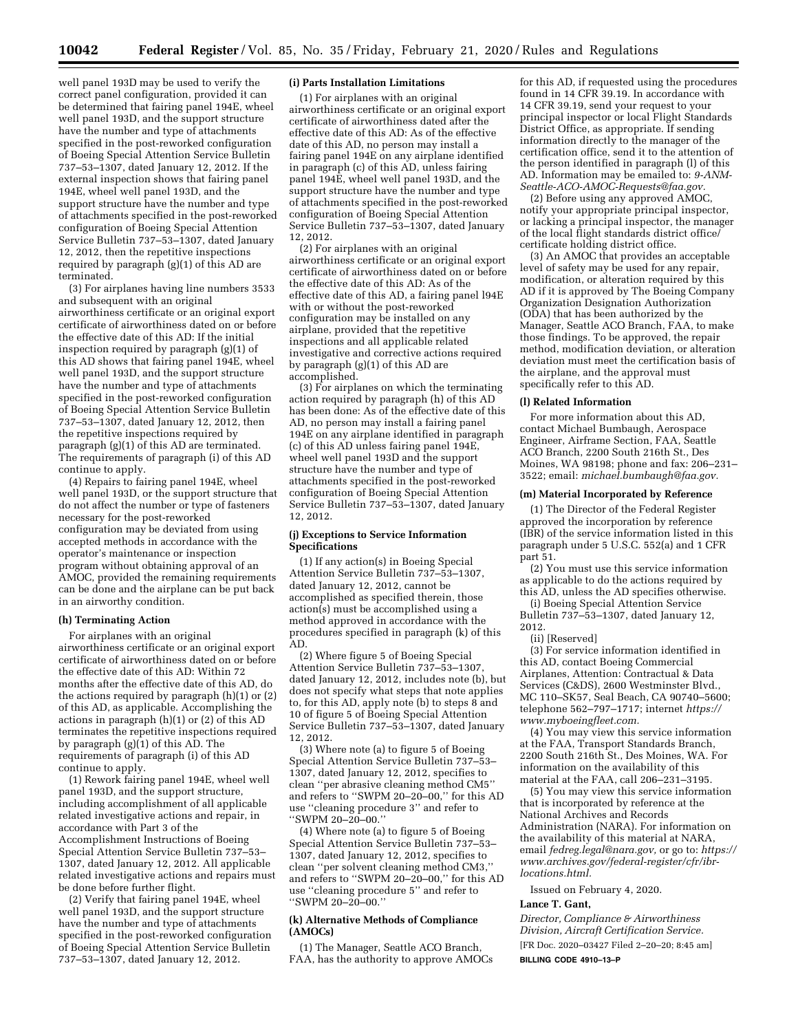well panel 193D may be used to verify the correct panel configuration, provided it can be determined that fairing panel 194E, wheel well panel 193D, and the support structure have the number and type of attachments specified in the post-reworked configuration of Boeing Special Attention Service Bulletin 737–53–1307, dated January 12, 2012. If the external inspection shows that fairing panel 194E, wheel well panel 193D, and the support structure have the number and type of attachments specified in the post-reworked configuration of Boeing Special Attention Service Bulletin 737–53–1307, dated January 12, 2012, then the repetitive inspections required by paragraph (g)(1) of this AD are terminated.

(3) For airplanes having line numbers 3533 and subsequent with an original airworthiness certificate or an original export certificate of airworthiness dated on or before the effective date of this AD: If the initial inspection required by paragraph (g)(1) of this AD shows that fairing panel 194E, wheel well panel 193D, and the support structure have the number and type of attachments specified in the post-reworked configuration of Boeing Special Attention Service Bulletin 737–53–1307, dated January 12, 2012, then the repetitive inspections required by paragraph (g)(1) of this AD are terminated. The requirements of paragraph (i) of this AD continue to apply.

(4) Repairs to fairing panel 194E, wheel well panel 193D, or the support structure that do not affect the number or type of fasteners necessary for the post-reworked configuration may be deviated from using accepted methods in accordance with the operator's maintenance or inspection program without obtaining approval of an AMOC, provided the remaining requirements can be done and the airplane can be put back in an airworthy condition.

**(h) Terminating Action**

For airplanes with an original airworthiness certificate or an original export certificate of airworthiness dated on or before the effective date of this AD: Within 72 months after the effective date of this AD, do the actions required by paragraph (h)(1) or (2) of this AD, as applicable. Accomplishing the actions in paragraph (h)(1) or (2) of this AD terminates the repetitive inspections required by paragraph (g)(1) of this AD. The requirements of paragraph (i) of this AD continue to apply.

(1) Rework fairing panel 194E, wheel well panel 193D, and the support structure, including accomplishment of all applicable related investigative actions and repair, in accordance with Part 3 of the Accomplishment Instructions of Boeing Special Attention Service Bulletin 737–53–1307, dated January 12, 2012. All applicable related investigative actions and repairs must be done before further flight.

(2) Verify that fairing panel 194E, wheel well panel 193D, and the support structure have the number and type of attachments specified in the post-reworked configuration of Boeing Special Attention Service Bulletin 737–53–1307, dated January 12, 2012.

**(i) Parts Installation Limitations**

(1) For airplanes with an original airworthiness certificate or an original export certificate of airworthiness dated after the effective date of this AD: As of the effective date of this AD, no person may install a fairing panel 194E on any airplane identified in paragraph (c) of this AD, unless fairing panel 194E, wheel well panel 193D, and the support structure have the number and type of attachments specified in the post-reworked configuration of Boeing Special Attention Service Bulletin 737–53–1307, dated January 12, 2012.

(2) For airplanes with an original airworthiness certificate or an original export certificate of airworthiness dated on or before the effective date of this AD: As of the effective date of this AD, a fairing panel l94E with or without the post-reworked configuration may be installed on any airplane, provided that the repetitive inspections and all applicable related investigative and corrective actions required by paragraph (g)(1) of this AD are accomplished.

(3) For airplanes on which the terminating action required by paragraph (h) of this AD has been done: As of the effective date of this AD, no person may install a fairing panel 194E on any airplane identified in paragraph (c) of this AD unless fairing panel 194E, wheel well panel 193D and the support structure have the number and type of attachments specified in the post-reworked configuration of Boeing Special Attention Service Bulletin 737–53–1307, dated January 12, 2012.

**(j) Exceptions to Service Information Specifications**

(1) If any action(s) in Boeing Special Attention Service Bulletin 737–53–1307, dated January 12, 2012, cannot be accomplished as specified therein, those action(s) must be accomplished using a method approved in accordance with the procedures specified in paragraph (k) of this AD.

(2) Where figure 5 of Boeing Special Attention Service Bulletin 737–53–1307, dated January 12, 2012, includes note (b), but does not specify what steps that note applies to, for this AD, apply note (b) to steps 8 and 10 of figure 5 of Boeing Special Attention Service Bulletin 737–53–1307, dated January 12, 2012.

(3) Where note (a) to figure 5 of Boeing Special Attention Service Bulletin 737–53–1307, dated January 12, 2012, specifies to clean "per abrasive cleaning method CM5" and refers to "SWPM 20–20–00," for this AD use "cleaning procedure 3" and refer to "SWPM 20–20–00."

(4) Where note (a) to figure 5 of Boeing Special Attention Service Bulletin 737–53–1307, dated January 12, 2012, specifies to clean "per solvent cleaning method CM3," and refers to "SWPM 20–20–00," for this AD use "cleaning procedure 5" and refer to "SWPM 20–20–00."

**(k) Alternative Methods of Compliance (AMOCs)**

(1) The Manager, Seattle ACO Branch, FAA, has the authority to approve AMOCs for this AD, if requested using the procedures found in 14 CFR 39.19. In accordance with 14 CFR 39.19, send your request to your principal inspector or local Flight Standards District Office, as appropriate. If sending information directly to the manager of the certification office, send it to the attention of the person identified in paragraph (l) of this AD. Information may be emailed to: *9-ANM-Seattle-ACO-AMOC-Requests@faa.gov.*

(2) Before using any approved AMOC, notify your appropriate principal inspector, or lacking a principal inspector, the manager of the local flight standards district office/certificate holding district office.

(3) An AMOC that provides an acceptable level of safety may be used for any repair, modification, or alteration required by this AD if it is approved by The Boeing Company Organization Designation Authorization (ODA) that has been authorized by the Manager, Seattle ACO Branch, FAA, to make those findings. To be approved, the repair method, modification deviation, or alteration deviation must meet the certification basis of the airplane, and the approval must specifically refer to this AD.

**(l) Related Information**

For more information about this AD, contact Michael Bumbaugh, Aerospace Engineer, Airframe Section, FAA, Seattle ACO Branch, 2200 South 216th St., Des Moines, WA 98198; phone and fax: 206–231–3522; email: *michael.bumbaugh@faa.gov.*

**(m) Material Incorporated by Reference**

(1) The Director of the Federal Register approved the incorporation by reference (IBR) of the service information listed in this paragraph under 5 U.S.C. 552(a) and 1 CFR part 51.

(2) You must use this service information as applicable to do the actions required by this AD, unless the AD specifies otherwise.

(i) Boeing Special Attention Service Bulletin 737–53–1307, dated January 12, 2012.

(ii) [Reserved]

(3) For service information identified in this AD, contact Boeing Commercial Airplanes, Attention: Contractual & Data Services (C&DS), 2600 Westminster Blvd., MC 110–SK57, Seal Beach, CA 90740–5600; telephone 562–797–1717; internet *https://www.myboeingfleet.com.*

(4) You may view this service information at the FAA, Transport Standards Branch, 2200 South 216th St., Des Moines, WA. For information on the availability of this material at the FAA, call 206–231–3195.

(5) You may view this service information that is incorporated by reference at the National Archives and Records Administration (NARA). For information on the availability of this material at NARA, email *fedreg.legal@nara.gov,* or go to: *https://www.archives.gov/federal-register/cfr/ibr-locations.html.*

Issued on February 4, 2020.

**Lance T. Gant,**

*Director, Compliance & Airworthiness Division, Aircraft Certification Service.*

[FR Doc. 2020–03427 Filed 2–20–20; 8:45 am]

**BILLING CODE 4910–13–P**